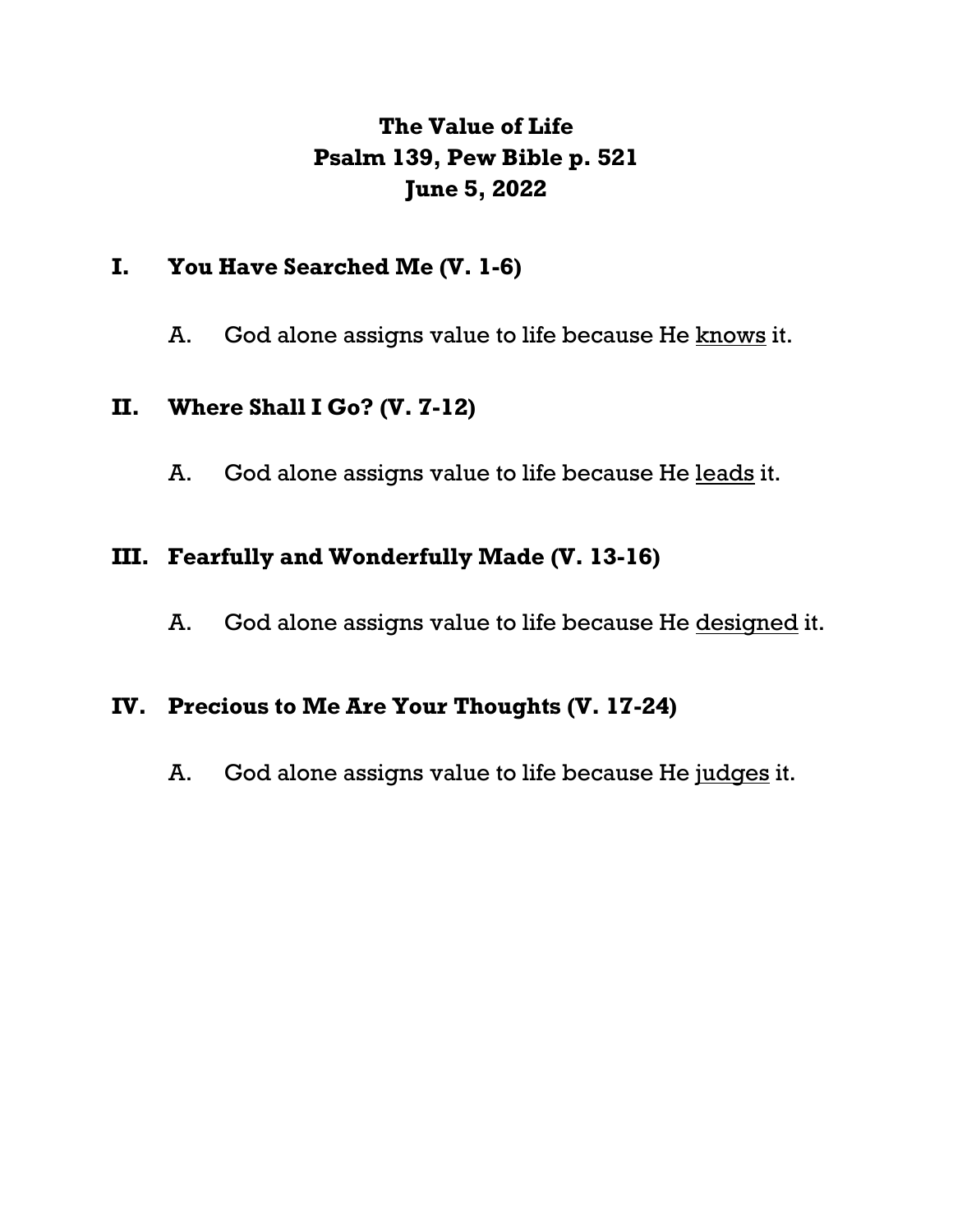# The Value of Life
# Psalm 139, Pew Bible p. 521
# June 5, 2022

## I. You Have Searched Me (V. 1-6)

A. God alone assigns value to life because He <u>knows</u> it.

## II. Where Shall I Go? (V. 7-12)

A. God alone assigns value to life because He <u>leads</u> it.

## III. Fearfully and Wonderfully Made (V. 13-16)

A. God alone assigns value to life because He <u>designed</u> it.

## IV. Precious to Me Are Your Thoughts (V. 17-24)

A. God alone assigns value to life because He <u>judges</u> it.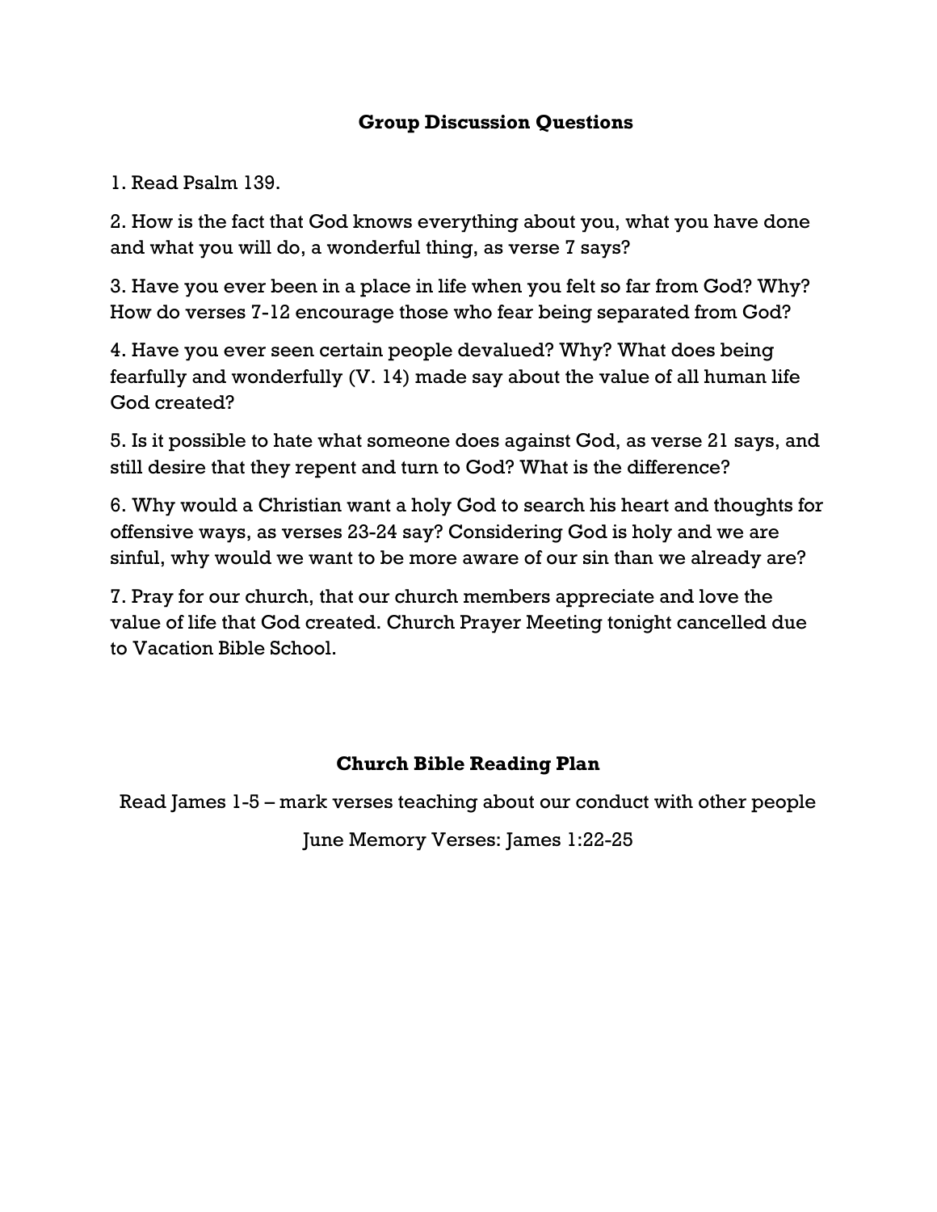## Group Discussion Questions

1. Read Psalm 139.

2. How is the fact that God knows everything about you, what you have done and what you will do, a wonderful thing, as verse 7 says?

3. Have you ever been in a place in life when you felt so far from God? Why? How do verses 7-12 encourage those who fear being separated from God?

4. Have you ever seen certain people devalued? Why? What does being fearfully and wonderfully (V. 14) made say about the value of all human life God created?

5. Is it possible to hate what someone does against God, as verse 21 says, and still desire that they repent and turn to God? What is the difference?

6. Why would a Christian want a holy God to search his heart and thoughts for offensive ways, as verses 23-24 say? Considering God is holy and we are sinful, why would we want to be more aware of our sin than we already are?

7. Pray for our church, that our church members appreciate and love the value of life that God created. Church Prayer Meeting tonight cancelled due to Vacation Bible School.

## Church Bible Reading Plan

Read James 1-5 – mark verses teaching about our conduct with other people

June Memory Verses: James 1:22-25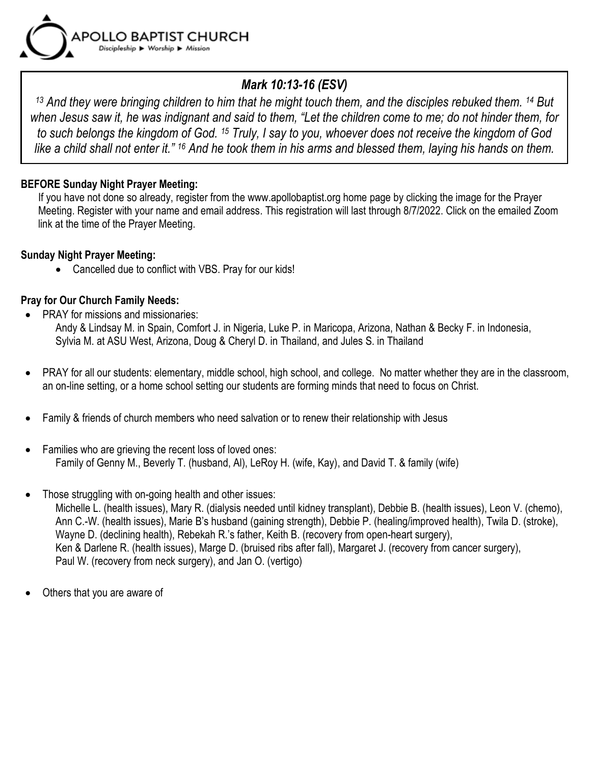APOLLO BAPTIST CHURCH

Discipleship ► Worship ► Mission

## *Mark 10:13-16 (ESV)*

*[13] And they were bringing children to him that he might touch them, and the disciples rebuked them. [14] But when Jesus saw it, he was indignant and said to them, "Let the children come to me; do not hinder them, for to such belongs the kingdom of God. [15] Truly, I say to you, whoever does not receive the kingdom of God like a child shall not enter it." [16] And he took them in his arms and blessed them, laying his hands on them.*

**BEFORE Sunday Night Prayer Meeting:**

If you have not done so already, register from the www.apollobaptist.org home page by clicking the image for the Prayer Meeting. Register with your name and email address. This registration will last through 8/7/2022. Click on the emailed Zoom link at the time of the Prayer Meeting.

**Sunday Night Prayer Meeting:**

- Cancelled due to conflict with VBS. Pray for our kids!

**Pray for Our Church Family Needs:**

- PRAY for missions and missionaries:
  Andy & Lindsay M. in Spain, Comfort J. in Nigeria, Luke P. in Maricopa, Arizona, Nathan & Becky F. in Indonesia, Sylvia M. at ASU West, Arizona, Doug & Cheryl D. in Thailand, and Jules S. in Thailand

- PRAY for all our students: elementary, middle school, high school, and college. No matter whether they are in the classroom, an on-line setting, or a home school setting our students are forming minds that need to focus on Christ.

- Family & friends of church members who need salvation or to renew their relationship with Jesus

- Families who are grieving the recent loss of loved ones:
  Family of Genny M., Beverly T. (husband, Al), LeRoy H. (wife, Kay), and David T. & family (wife)

- Those struggling with on-going health and other issues:
  Michelle L. (health issues), Mary R. (dialysis needed until kidney transplant), Debbie B. (health issues), Leon V. (chemo), Ann C.-W. (health issues), Marie B's husband (gaining strength), Debbie P. (healing/improved health), Twila D. (stroke), Wayne D. (declining health), Rebekah R.'s father, Keith B. (recovery from open-heart surgery), Ken & Darlene R. (health issues), Marge D. (bruised ribs after fall), Margaret J. (recovery from cancer surgery), Paul W. (recovery from neck surgery), and Jan O. (vertigo)

- Others that you are aware of